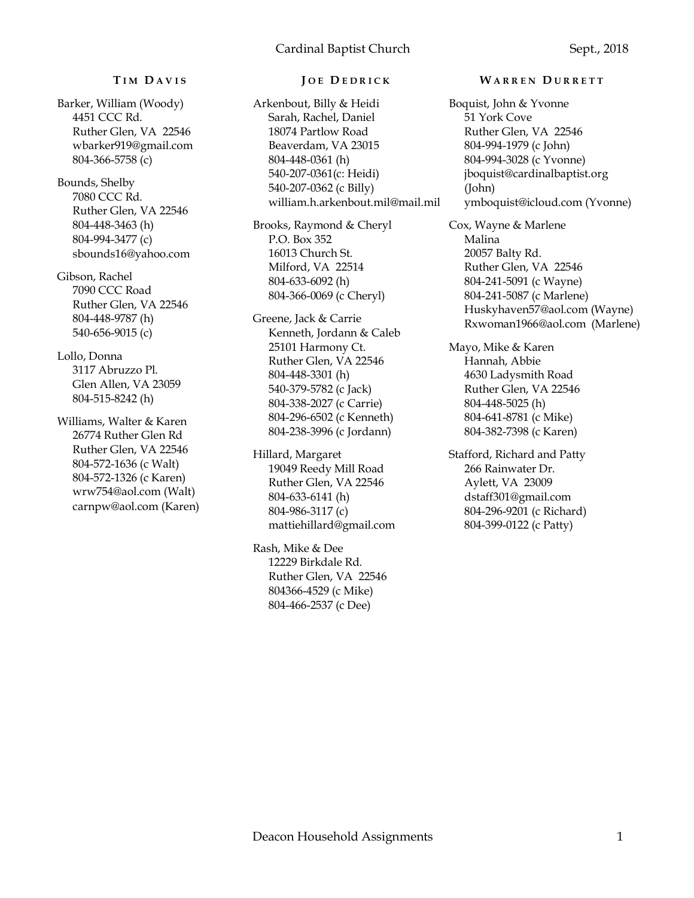# Cardinal Baptist Church

Sept., 2018

## Tim Davis

Barker, William (Woody)
4451 CCC Rd.
Ruther Glen, VA 22546
wbarker919@gmail.com
804-366-5758 (c)

Bounds, Shelby
7080 CCC Rd.
Ruther Glen, VA 22546
804-448-3463 (h)
804-994-3477 (c)
sbounds16@yahoo.com

Gibson, Rachel
7090 CCC Road
Ruther Glen, VA 22546
804-448-9787 (h)
540-656-9015 (c)

Lollo, Donna
3117 Abruzzo Pl.
Glen Allen, VA 23059
804-515-8242 (h)

Williams, Walter & Karen
26774 Ruther Glen Rd
Ruther Glen, VA 22546
804-572-1636 (c Walt)
804-572-1326 (c Karen)
wrw754@aol.com (Walt)
carnpw@aol.com (Karen)

## Joe Dedrick

Arkenbout, Billy & Heidi
Sarah, Rachel, Daniel
18074 Partlow Road
Beaverdam, VA 23015
804-448-0361 (h)
540-207-0361(c: Heidi)
540-207-0362 (c Billy)
william.h.arkenbout.mil@mail.mil

Brooks, Raymond & Cheryl
P.O. Box 352
16013 Church St.
Milford, VA 22514
804-633-6092 (h)
804-366-0069 (c Cheryl)

Greene, Jack & Carrie
Kenneth, Jordann & Caleb
25101 Harmony Ct.
Ruther Glen, VA 22546
804-448-3301 (h)
540-379-5782 (c Jack)
804-338-2027 (c Carrie)
804-296-6502 (c Kenneth)
804-238-3996 (c Jordann)

Hillard, Margaret
19049 Reedy Mill Road
Ruther Glen, VA 22546
804-633-6141 (h)
804-986-3117 (c)
mattiehillard@gmail.com

Rash, Mike & Dee
12229 Birkdale Rd.
Ruther Glen, VA 22546
804366-4529 (c Mike)
804-466-2537 (c Dee)

## Warren Durrett

Boquist, John & Yvonne
51 York Cove
Ruther Glen, VA 22546
804-994-1979 (c John)
804-994-3028 (c Yvonne)
jboquist@cardinalbaptist.org (John)
ymboquist@icloud.com (Yvonne)

Cox, Wayne & Marlene
Malina
20057 Balty Rd.
Ruther Glen, VA 22546
804-241-5091 (c Wayne)
804-241-5087 (c Marlene)
Huskyhaven57@aol.com (Wayne)
Rxwoman1966@aol.com (Marlene)

Mayo, Mike & Karen
Hannah, Abbie
4630 Ladysmith Road
Ruther Glen, VA 22546
804-448-5025 (h)
804-641-8781 (c Mike)
804-382-7398 (c Karen)

Stafford, Richard and Patty
266 Rainwater Dr.
Aylett, VA 23009
dstaff301@gmail.com
804-296-9201 (c Richard)
804-399-0122 (c Patty)

Deacon Household Assignments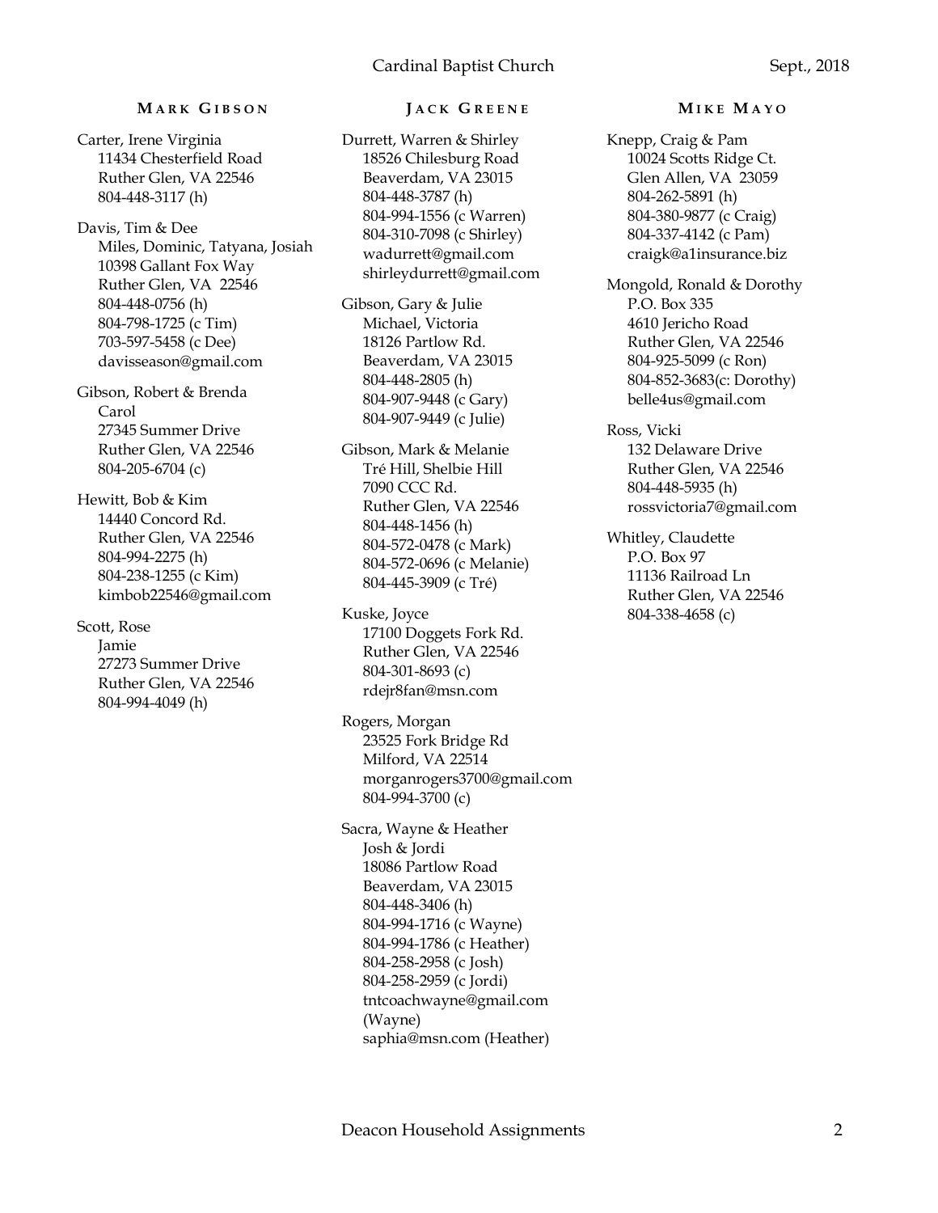### Mark Gibson

Carter, Irene Virginia
11434 Chesterfield Road
Ruther Glen, VA 22546
804-448-3117 (h)

Davis, Tim & Dee
Miles, Dominic, Tatyana, Josiah
10398 Gallant Fox Way
Ruther Glen, VA 22546
804-448-0756 (h)
804-798-1725 (c Tim)
703-597-5458 (c Dee)
davisseason@gmail.com

Gibson, Robert & Brenda
Carol
27345 Summer Drive
Ruther Glen, VA 22546
804-205-6704 (c)

Hewitt, Bob & Kim
14440 Concord Rd.
Ruther Glen, VA 22546
804-994-2275 (h)
804-238-1255 (c Kim)
kimbob22546@gmail.com

Scott, Rose
Jamie
27273 Summer Drive
Ruther Glen, VA 22546
804-994-4049 (h)

### Jack Greene

Durrett, Warren & Shirley
18526 Chilesburg Road
Beaverdam, VA 23015
804-448-3787 (h)
804-994-1556 (c Warren)
804-310-7098 (c Shirley)
wadurrett@gmail.com
shirleydurrett@gmail.com

Gibson, Gary & Julie
Michael, Victoria
18126 Partlow Rd.
Beaverdam, VA 23015
804-448-2805 (h)
804-907-9448 (c Gary)
804-907-9449 (c Julie)

Gibson, Mark & Melanie
Tré Hill, Shelbie Hill
7090 CCC Rd.
Ruther Glen, VA 22546
804-448-1456 (h)
804-572-0478 (c Mark)
804-572-0696 (c Melanie)
804-445-3909 (c Tré)

Kuske, Joyce
17100 Doggets Fork Rd.
Ruther Glen, VA 22546
804-301-8693 (c)
rdejr8fan@msn.com

Rogers, Morgan
23525 Fork Bridge Rd
Milford, VA 22514
morganrogers3700@gmail.com
804-994-3700 (c)

Sacra, Wayne & Heather
Josh & Jordi
18086 Partlow Road
Beaverdam, VA 23015
804-448-3406 (h)
804-994-1716 (c Wayne)
804-994-1786 (c Heather)
804-258-2958 (c Josh)
804-258-2959 (c Jordi)
tntcoachwayne@gmail.com (Wayne)
saphia@msn.com (Heather)

### Mike Mayo

Knepp, Craig & Pam
10024 Scotts Ridge Ct.
Glen Allen, VA 23059
804-262-5891 (h)
804-380-9877 (c Craig)
804-337-4142 (c Pam)
craigk@a1insurance.biz

Mongold, Ronald & Dorothy
P.O. Box 335
4610 Jericho Road
Ruther Glen, VA 22546
804-925-5099 (c Ron)
804-852-3683(c: Dorothy)
belle4us@gmail.com

Ross, Vicki
132 Delaware Drive
Ruther Glen, VA 22546
804-448-5935 (h)
rossvictoria7@gmail.com

Whitley, Claudette
P.O. Box 97
11136 Railroad Ln
Ruther Glen, VA 22546
804-338-4658 (c)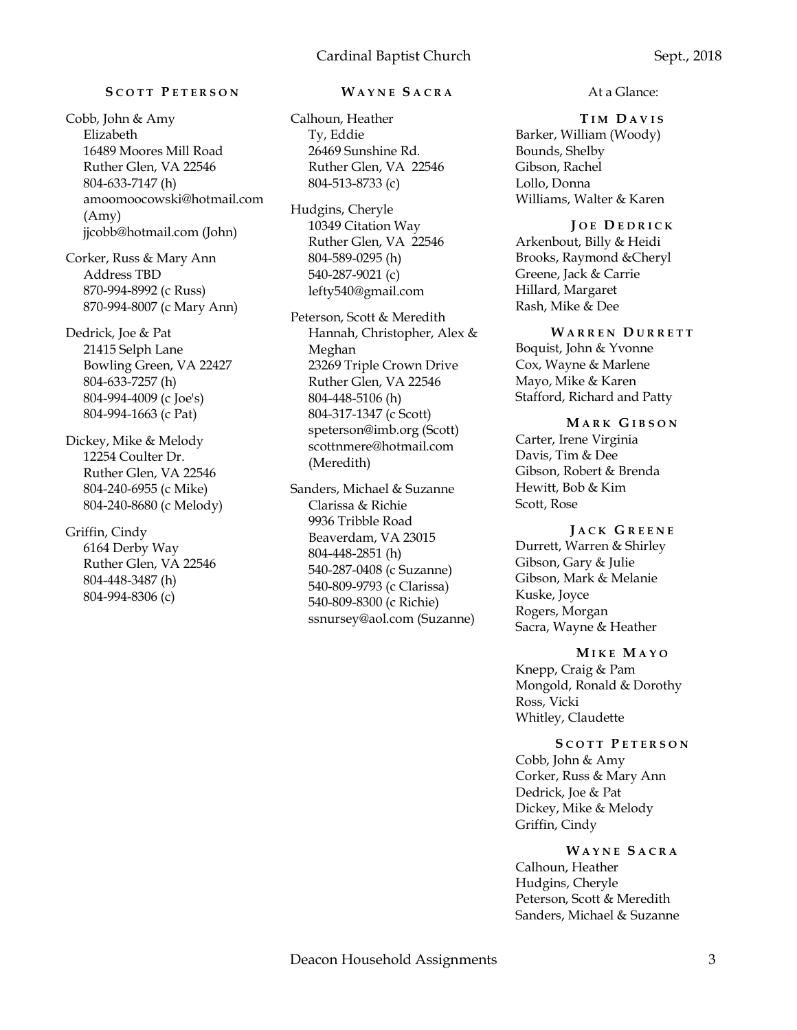## Scott Peterson

Cobb, John & Amy
Elizabeth
16489 Moores Mill Road
Ruther Glen, VA 22546
804-633-7147 (h)
amoomoocowski@hotmail.com (Amy)
jjcobb@hotmail.com (John)

Corker, Russ & Mary Ann
Address TBD
870-994-8992 (c Russ)
870-994-8007 (c Mary Ann)

Dedrick, Joe & Pat
21415 Selph Lane
Bowling Green, VA 22427
804-633-7257 (h)
804-994-4009 (c Joe's)
804-994-1663 (c Pat)

Dickey, Mike & Melody
12254 Coulter Dr.
Ruther Glen, VA 22546
804-240-6955 (c Mike)
804-240-8680 (c Melody)

Griffin, Cindy
6164 Derby Way
Ruther Glen, VA 22546
804-448-3487 (h)
804-994-8306 (c)

## Wayne Sacra

Calhoun, Heather
Ty, Eddie
26469 Sunshine Rd.
Ruther Glen, VA 22546
804-513-8733 (c)

Hudgins, Cheryle
10349 Citation Way
Ruther Glen, VA 22546
804-589-0295 (h)
540-287-9021 (c)
lefty540@gmail.com

Peterson, Scott & Meredith
Hannah, Christopher, Alex & Meghan
23269 Triple Crown Drive
Ruther Glen, VA 22546
804-448-5106 (h)
804-317-1347 (c Scott)
speterson@imb.org (Scott)
scottnmere@hotmail.com (Meredith)

Sanders, Michael & Suzanne
Clarissa & Richie
9936 Tribble Road
Beaverdam, VA 23015
804-448-2851 (h)
540-287-0408 (c Suzanne)
540-809-9793 (c Clarissa)
540-809-8300 (c Richie)
ssnursey@aol.com (Suzanne)

At a Glance:

### Tim Davis

Barker, William (Woody)
Bounds, Shelby
Gibson, Rachel
Lollo, Donna
Williams, Walter & Karen

### Joe Dedrick

Arkenbout, Billy & Heidi
Brooks, Raymond &Cheryl
Greene, Jack & Carrie
Hillard, Margaret
Rash, Mike & Dee

### Warren Durrett

Boquist, John & Yvonne
Cox, Wayne & Marlene
Mayo, Mike & Karen
Stafford, Richard and Patty

### Mark Gibson

Carter, Irene Virginia
Davis, Tim & Dee
Gibson, Robert & Brenda
Hewitt, Bob & Kim
Scott, Rose

### Jack Greene

Durrett, Warren & Shirley
Gibson, Gary & Julie
Gibson, Mark & Melanie
Kuske, Joyce
Rogers, Morgan
Sacra, Wayne & Heather

### Mike Mayo

Knepp, Craig & Pam
Mongold, Ronald & Dorothy
Ross, Vicki
Whitley, Claudette

### Scott Peterson

Cobb, John & Amy
Corker, Russ & Mary Ann
Dedrick, Joe & Pat
Dickey, Mike & Melody
Griffin, Cindy

### Wayne Sacra

Calhoun, Heather
Hudgins, Cheryle
Peterson, Scott & Meredith
Sanders, Michael & Suzanne